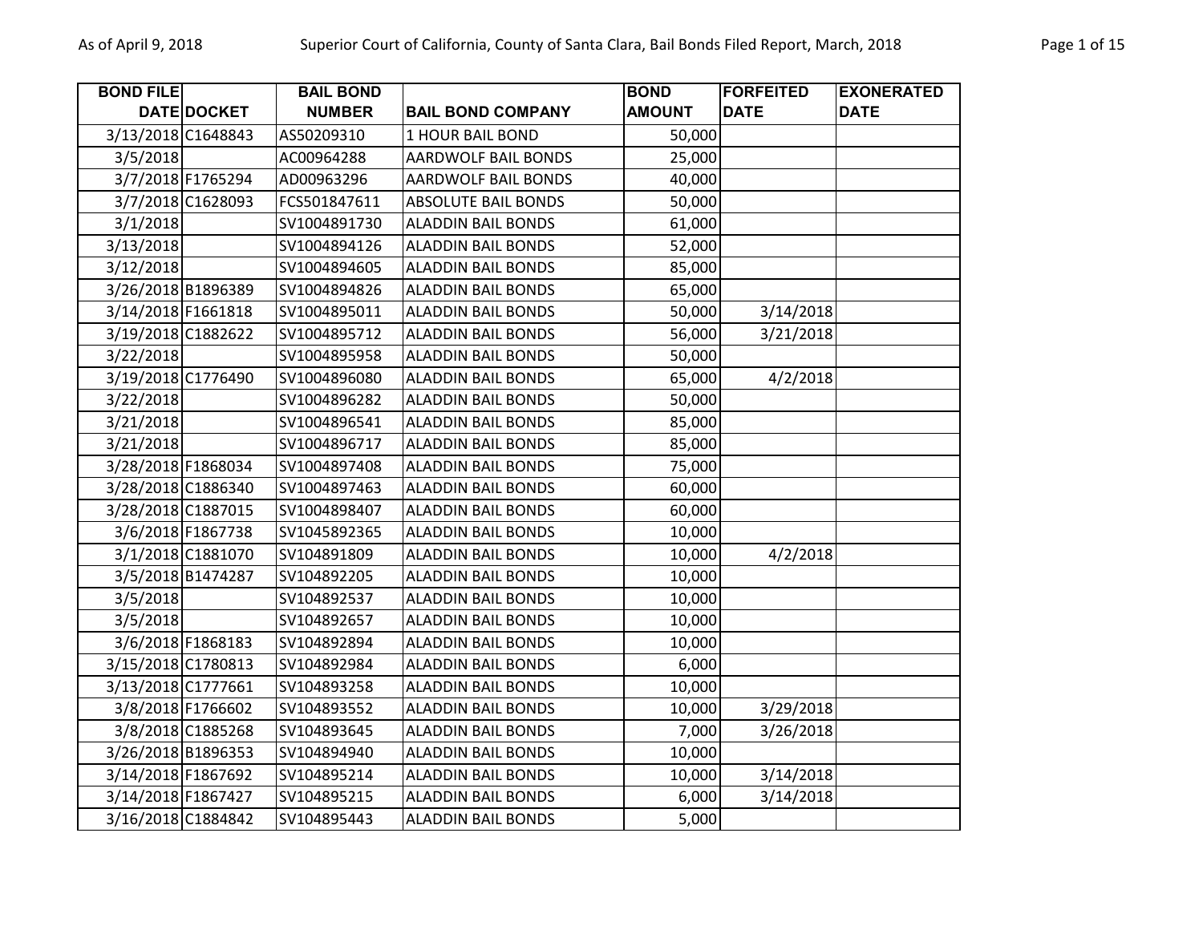| BOND FILE DATE | DOCKET | BAIL BOND NUMBER | BAIL BOND COMPANY | BOND AMOUNT | FORFEITED DATE | EXONERATED DATE |
|---|---|---|---|---|---|---|
| 3/13/2018 | C1648843 | AS50209310 | 1 HOUR BAIL BOND | 50,000 | | |
| 3/5/2018 | | AC00964288 | AARDWOLF BAIL BONDS | 25,000 | | |
| 3/7/2018 | F1765294 | AD00963296 | AARDWOLF BAIL BONDS | 40,000 | | |
| 3/7/2018 | C1628093 | FCS501847611 | ABSOLUTE BAIL BONDS | 50,000 | | |
| 3/1/2018 | | SV1004891730 | ALADDIN BAIL BONDS | 61,000 | | |
| 3/13/2018 | | SV1004894126 | ALADDIN BAIL BONDS | 52,000 | | |
| 3/12/2018 | | SV1004894605 | ALADDIN BAIL BONDS | 85,000 | | |
| 3/26/2018 | B1896389 | SV1004894826 | ALADDIN BAIL BONDS | 65,000 | | |
| 3/14/2018 | F1661818 | SV1004895011 | ALADDIN BAIL BONDS | 50,000 | 3/14/2018 | |
| 3/19/2018 | C1882622 | SV1004895712 | ALADDIN BAIL BONDS | 56,000 | 3/21/2018 | |
| 3/22/2018 | | SV1004895958 | ALADDIN BAIL BONDS | 50,000 | | |
| 3/19/2018 | C1776490 | SV1004896080 | ALADDIN BAIL BONDS | 65,000 | 4/2/2018 | |
| 3/22/2018 | | SV1004896282 | ALADDIN BAIL BONDS | 50,000 | | |
| 3/21/2018 | | SV1004896541 | ALADDIN BAIL BONDS | 85,000 | | |
| 3/21/2018 | | SV1004896717 | ALADDIN BAIL BONDS | 85,000 | | |
| 3/28/2018 | F1868034 | SV1004897408 | ALADDIN BAIL BONDS | 75,000 | | |
| 3/28/2018 | C1886340 | SV1004897463 | ALADDIN BAIL BONDS | 60,000 | | |
| 3/28/2018 | C1887015 | SV1004898407 | ALADDIN BAIL BONDS | 60,000 | | |
| 3/6/2018 | F1867738 | SV1045892365 | ALADDIN BAIL BONDS | 10,000 | | |
| 3/1/2018 | C1881070 | SV104891809 | ALADDIN BAIL BONDS | 10,000 | 4/2/2018 | |
| 3/5/2018 | B1474287 | SV104892205 | ALADDIN BAIL BONDS | 10,000 | | |
| 3/5/2018 | | SV104892537 | ALADDIN BAIL BONDS | 10,000 | | |
| 3/5/2018 | | SV104892657 | ALADDIN BAIL BONDS | 10,000 | | |
| 3/6/2018 | F1868183 | SV104892894 | ALADDIN BAIL BONDS | 10,000 | | |
| 3/15/2018 | C1780813 | SV104892984 | ALADDIN BAIL BONDS | 6,000 | | |
| 3/13/2018 | C1777661 | SV104893258 | ALADDIN BAIL BONDS | 10,000 | | |
| 3/8/2018 | F1766602 | SV104893552 | ALADDIN BAIL BONDS | 10,000 | 3/29/2018 | |
| 3/8/2018 | C1885268 | SV104893645 | ALADDIN BAIL BONDS | 7,000 | 3/26/2018 | |
| 3/26/2018 | B1896353 | SV104894940 | ALADDIN BAIL BONDS | 10,000 | | |
| 3/14/2018 | F1867692 | SV104895214 | ALADDIN BAIL BONDS | 10,000 | 3/14/2018 | |
| 3/14/2018 | F1867427 | SV104895215 | ALADDIN BAIL BONDS | 6,000 | 3/14/2018 | |
| 3/16/2018 | C1884842 | SV104895443 | ALADDIN BAIL BONDS | 5,000 | | |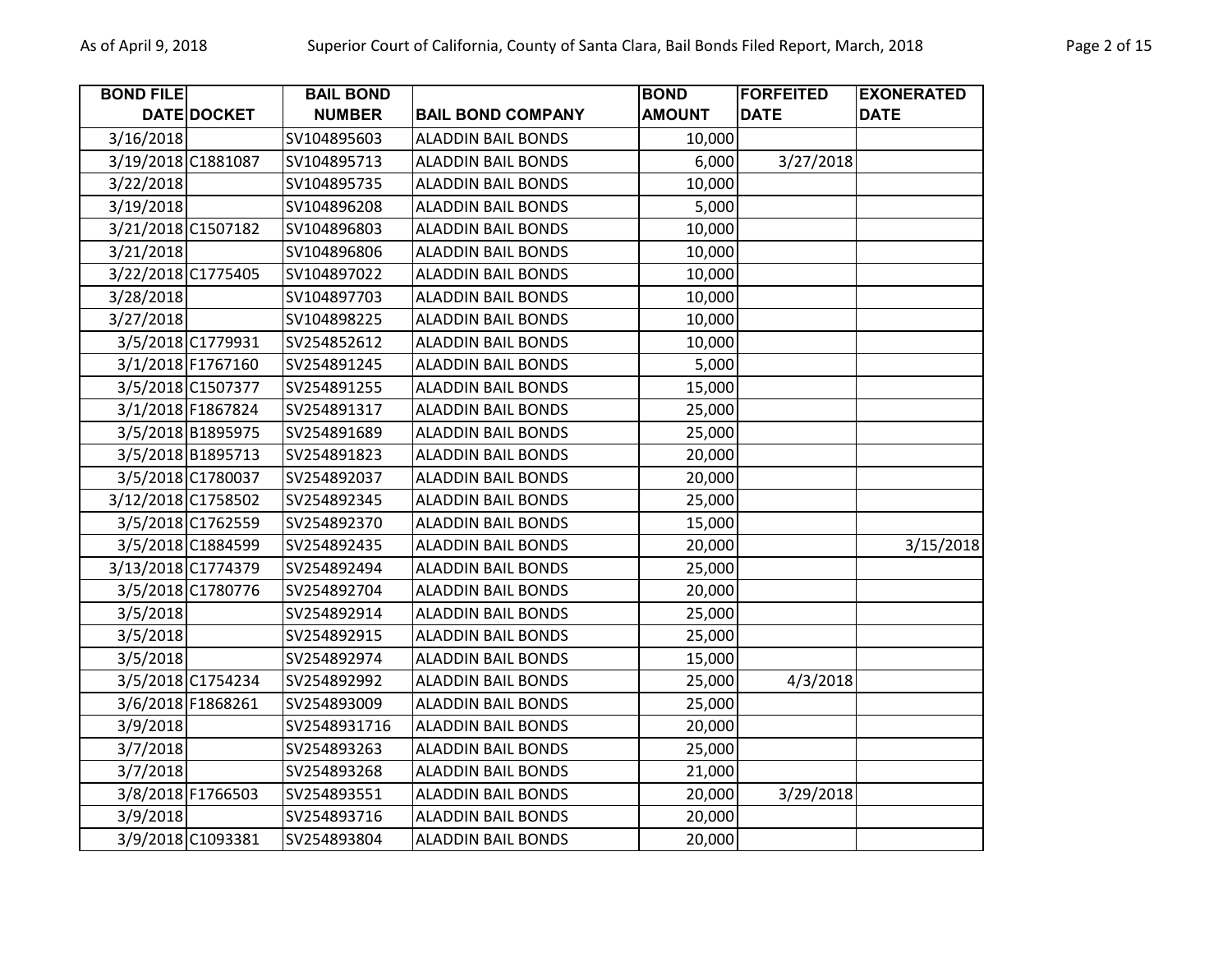| BOND FILE DATE | DOCKET | BAIL BOND NUMBER | BAIL BOND COMPANY | BOND AMOUNT | FORFEITED DATE | EXONERATED DATE |
|---|---|---|---|---|---|---|
| 3/16/2018 | | SV104895603 | ALADDIN BAIL BONDS | 10,000 | | |
| 3/19/2018 | C1881087 | SV104895713 | ALADDIN BAIL BONDS | 6,000 | 3/27/2018 | |
| 3/22/2018 | | SV104895735 | ALADDIN BAIL BONDS | 10,000 | | |
| 3/19/2018 | | SV104896208 | ALADDIN BAIL BONDS | 5,000 | | |
| 3/21/2018 | C1507182 | SV104896803 | ALADDIN BAIL BONDS | 10,000 | | |
| 3/21/2018 | | SV104896806 | ALADDIN BAIL BONDS | 10,000 | | |
| 3/22/2018 | C1775405 | SV104897022 | ALADDIN BAIL BONDS | 10,000 | | |
| 3/28/2018 | | SV104897703 | ALADDIN BAIL BONDS | 10,000 | | |
| 3/27/2018 | | SV104898225 | ALADDIN BAIL BONDS | 10,000 | | |
| 3/5/2018 | C1779931 | SV254852612 | ALADDIN BAIL BONDS | 10,000 | | |
| 3/1/2018 | F1767160 | SV254891245 | ALADDIN BAIL BONDS | 5,000 | | |
| 3/5/2018 | C1507377 | SV254891255 | ALADDIN BAIL BONDS | 15,000 | | |
| 3/1/2018 | F1867824 | SV254891317 | ALADDIN BAIL BONDS | 25,000 | | |
| 3/5/2018 | B1895975 | SV254891689 | ALADDIN BAIL BONDS | 25,000 | | |
| 3/5/2018 | B1895713 | SV254891823 | ALADDIN BAIL BONDS | 20,000 | | |
| 3/5/2018 | C1780037 | SV254892037 | ALADDIN BAIL BONDS | 20,000 | | |
| 3/12/2018 | C1758502 | SV254892345 | ALADDIN BAIL BONDS | 25,000 | | |
| 3/5/2018 | C1762559 | SV254892370 | ALADDIN BAIL BONDS | 15,000 | | |
| 3/5/2018 | C1884599 | SV254892435 | ALADDIN BAIL BONDS | 20,000 | | 3/15/2018 |
| 3/13/2018 | C1774379 | SV254892494 | ALADDIN BAIL BONDS | 25,000 | | |
| 3/5/2018 | C1780776 | SV254892704 | ALADDIN BAIL BONDS | 20,000 | | |
| 3/5/2018 | | SV254892914 | ALADDIN BAIL BONDS | 25,000 | | |
| 3/5/2018 | | SV254892915 | ALADDIN BAIL BONDS | 25,000 | | |
| 3/5/2018 | | SV254892974 | ALADDIN BAIL BONDS | 15,000 | | |
| 3/5/2018 | C1754234 | SV254892992 | ALADDIN BAIL BONDS | 25,000 | 4/3/2018 | |
| 3/6/2018 | F1868261 | SV254893009 | ALADDIN BAIL BONDS | 25,000 | | |
| 3/9/2018 | | SV2548931716 | ALADDIN BAIL BONDS | 20,000 | | |
| 3/7/2018 | | SV254893263 | ALADDIN BAIL BONDS | 25,000 | | |
| 3/7/2018 | | SV254893268 | ALADDIN BAIL BONDS | 21,000 | | |
| 3/8/2018 | F1766503 | SV254893551 | ALADDIN BAIL BONDS | 20,000 | 3/29/2018 | |
| 3/9/2018 | | SV254893716 | ALADDIN BAIL BONDS | 20,000 | | |
| 3/9/2018 | C1093381 | SV254893804 | ALADDIN BAIL BONDS | 20,000 | | |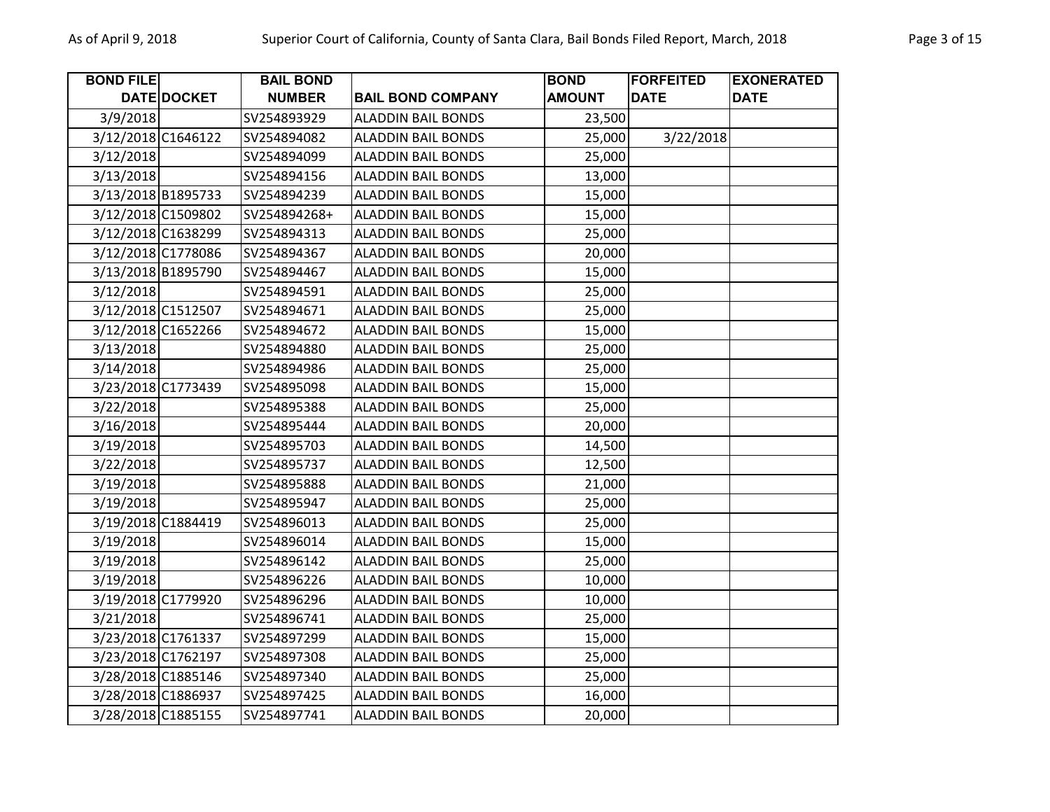| BOND FILE DATE | DOCKET | BAIL BOND NUMBER | BAIL BOND COMPANY | BOND AMOUNT | FORFEITED DATE | EXONERATED DATE |
|---|---|---|---|---|---|---|
| 3/9/2018 | | SV254893929 | ALADDIN BAIL BONDS | 23,500 | | |
| 3/12/2018 | C1646122 | SV254894082 | ALADDIN BAIL BONDS | 25,000 | 3/22/2018 | |
| 3/12/2018 | | SV254894099 | ALADDIN BAIL BONDS | 25,000 | | |
| 3/13/2018 | | SV254894156 | ALADDIN BAIL BONDS | 13,000 | | |
| 3/13/2018 | B1895733 | SV254894239 | ALADDIN BAIL BONDS | 15,000 | | |
| 3/12/2018 | C1509802 | SV254894268+ | ALADDIN BAIL BONDS | 15,000 | | |
| 3/12/2018 | C1638299 | SV254894313 | ALADDIN BAIL BONDS | 25,000 | | |
| 3/12/2018 | C1778086 | SV254894367 | ALADDIN BAIL BONDS | 20,000 | | |
| 3/13/2018 | B1895790 | SV254894467 | ALADDIN BAIL BONDS | 15,000 | | |
| 3/12/2018 | | SV254894591 | ALADDIN BAIL BONDS | 25,000 | | |
| 3/12/2018 | C1512507 | SV254894671 | ALADDIN BAIL BONDS | 25,000 | | |
| 3/12/2018 | C1652266 | SV254894672 | ALADDIN BAIL BONDS | 15,000 | | |
| 3/13/2018 | | SV254894880 | ALADDIN BAIL BONDS | 25,000 | | |
| 3/14/2018 | | SV254894986 | ALADDIN BAIL BONDS | 25,000 | | |
| 3/23/2018 | C1773439 | SV254895098 | ALADDIN BAIL BONDS | 15,000 | | |
| 3/22/2018 | | SV254895388 | ALADDIN BAIL BONDS | 25,000 | | |
| 3/16/2018 | | SV254895444 | ALADDIN BAIL BONDS | 20,000 | | |
| 3/19/2018 | | SV254895703 | ALADDIN BAIL BONDS | 14,500 | | |
| 3/22/2018 | | SV254895737 | ALADDIN BAIL BONDS | 12,500 | | |
| 3/19/2018 | | SV254895888 | ALADDIN BAIL BONDS | 21,000 | | |
| 3/19/2018 | | SV254895947 | ALADDIN BAIL BONDS | 25,000 | | |
| 3/19/2018 | C1884419 | SV254896013 | ALADDIN BAIL BONDS | 25,000 | | |
| 3/19/2018 | | SV254896014 | ALADDIN BAIL BONDS | 15,000 | | |
| 3/19/2018 | | SV254896142 | ALADDIN BAIL BONDS | 25,000 | | |
| 3/19/2018 | | SV254896226 | ALADDIN BAIL BONDS | 10,000 | | |
| 3/19/2018 | C1779920 | SV254896296 | ALADDIN BAIL BONDS | 10,000 | | |
| 3/21/2018 | | SV254896741 | ALADDIN BAIL BONDS | 25,000 | | |
| 3/23/2018 | C1761337 | SV254897299 | ALADDIN BAIL BONDS | 15,000 | | |
| 3/23/2018 | C1762197 | SV254897308 | ALADDIN BAIL BONDS | 25,000 | | |
| 3/28/2018 | C1885146 | SV254897340 | ALADDIN BAIL BONDS | 25,000 | | |
| 3/28/2018 | C1886937 | SV254897425 | ALADDIN BAIL BONDS | 16,000 | | |
| 3/28/2018 | C1885155 | SV254897741 | ALADDIN BAIL BONDS | 20,000 | | |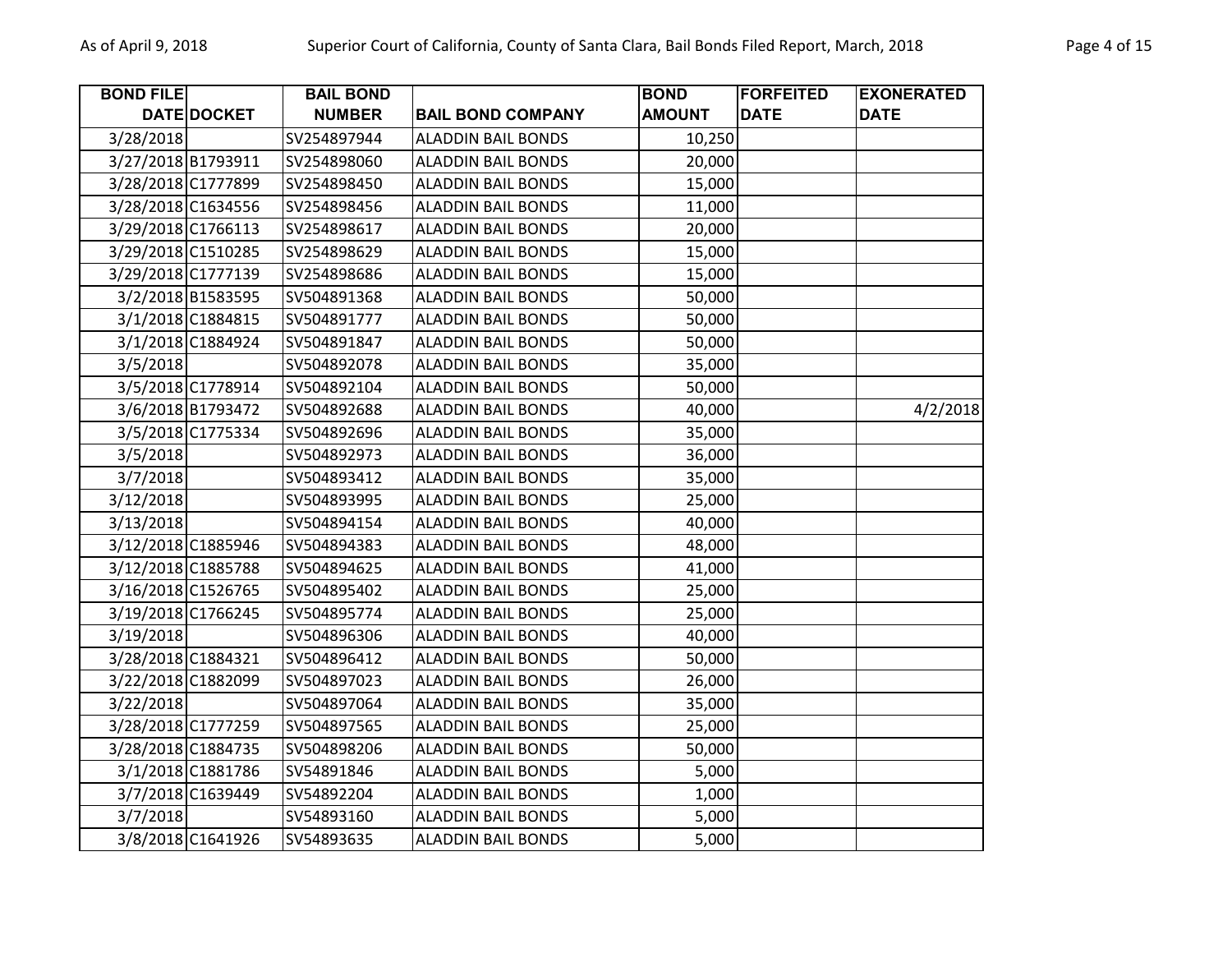| BOND FILE DATE | DOCKET | BAIL BOND NUMBER | BAIL BOND COMPANY | BOND AMOUNT | FORFEITED DATE | EXONERATED DATE |
|---|---|---|---|---|---|---|
| 3/28/2018 | | SV254897944 | ALADDIN BAIL BONDS | 10,250 | | |
| 3/27/2018 | B1793911 | SV254898060 | ALADDIN BAIL BONDS | 20,000 | | |
| 3/28/2018 | C1777899 | SV254898450 | ALADDIN BAIL BONDS | 15,000 | | |
| 3/28/2018 | C1634556 | SV254898456 | ALADDIN BAIL BONDS | 11,000 | | |
| 3/29/2018 | C1766113 | SV254898617 | ALADDIN BAIL BONDS | 20,000 | | |
| 3/29/2018 | C1510285 | SV254898629 | ALADDIN BAIL BONDS | 15,000 | | |
| 3/29/2018 | C1777139 | SV254898686 | ALADDIN BAIL BONDS | 15,000 | | |
| 3/2/2018 | B1583595 | SV504891368 | ALADDIN BAIL BONDS | 50,000 | | |
| 3/1/2018 | C1884815 | SV504891777 | ALADDIN BAIL BONDS | 50,000 | | |
| 3/1/2018 | C1884924 | SV504891847 | ALADDIN BAIL BONDS | 50,000 | | |
| 3/5/2018 | | SV504892078 | ALADDIN BAIL BONDS | 35,000 | | |
| 3/5/2018 | C1778914 | SV504892104 | ALADDIN BAIL BONDS | 50,000 | | |
| 3/6/2018 | B1793472 | SV504892688 | ALADDIN BAIL BONDS | 40,000 | | 4/2/2018 |
| 3/5/2018 | C1775334 | SV504892696 | ALADDIN BAIL BONDS | 35,000 | | |
| 3/5/2018 | | SV504892973 | ALADDIN BAIL BONDS | 36,000 | | |
| 3/7/2018 | | SV504893412 | ALADDIN BAIL BONDS | 35,000 | | |
| 3/12/2018 | | SV504893995 | ALADDIN BAIL BONDS | 25,000 | | |
| 3/13/2018 | | SV504894154 | ALADDIN BAIL BONDS | 40,000 | | |
| 3/12/2018 | C1885946 | SV504894383 | ALADDIN BAIL BONDS | 48,000 | | |
| 3/12/2018 | C1885788 | SV504894625 | ALADDIN BAIL BONDS | 41,000 | | |
| 3/16/2018 | C1526765 | SV504895402 | ALADDIN BAIL BONDS | 25,000 | | |
| 3/19/2018 | C1766245 | SV504895774 | ALADDIN BAIL BONDS | 25,000 | | |
| 3/19/2018 | | SV504896306 | ALADDIN BAIL BONDS | 40,000 | | |
| 3/28/2018 | C1884321 | SV504896412 | ALADDIN BAIL BONDS | 50,000 | | |
| 3/22/2018 | C1882099 | SV504897023 | ALADDIN BAIL BONDS | 26,000 | | |
| 3/22/2018 | | SV504897064 | ALADDIN BAIL BONDS | 35,000 | | |
| 3/28/2018 | C1777259 | SV504897565 | ALADDIN BAIL BONDS | 25,000 | | |
| 3/28/2018 | C1884735 | SV504898206 | ALADDIN BAIL BONDS | 50,000 | | |
| 3/1/2018 | C1881786 | SV54891846 | ALADDIN BAIL BONDS | 5,000 | | |
| 3/7/2018 | C1639449 | SV54892204 | ALADDIN BAIL BONDS | 1,000 | | |
| 3/7/2018 | | SV54893160 | ALADDIN BAIL BONDS | 5,000 | | |
| 3/8/2018 | C1641926 | SV54893635 | ALADDIN BAIL BONDS | 5,000 | | |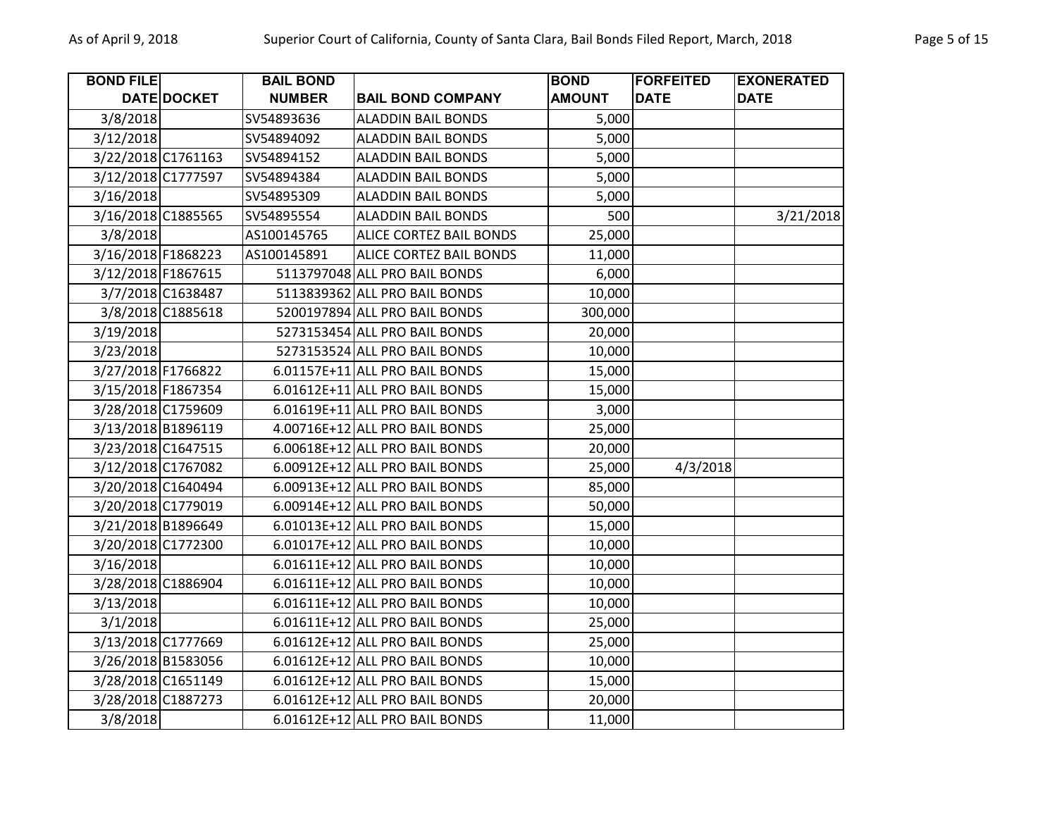| BOND FILE DATE | DOCKET | BAIL BOND NUMBER | BAIL BOND COMPANY | BOND AMOUNT | FORFEITED DATE | EXONERATED DATE |
|---|---|---|---|---|---|---|
| 3/8/2018 | | SV54893636 | ALADDIN BAIL BONDS | 5,000 | | |
| 3/12/2018 | | SV54894092 | ALADDIN BAIL BONDS | 5,000 | | |
| 3/22/2018 | C1761163 | SV54894152 | ALADDIN BAIL BONDS | 5,000 | | |
| 3/12/2018 | C1777597 | SV54894384 | ALADDIN BAIL BONDS | 5,000 | | |
| 3/16/2018 | | SV54895309 | ALADDIN BAIL BONDS | 5,000 | | |
| 3/16/2018 | C1885565 | SV54895554 | ALADDIN BAIL BONDS | 500 | | 3/21/2018 |
| 3/8/2018 | | AS100145765 | ALICE CORTEZ BAIL BONDS | 25,000 | | |
| 3/16/2018 | F1868223 | AS100145891 | ALICE CORTEZ BAIL BONDS | 11,000 | | |
| 3/12/2018 | F1867615 | 5113797048 | ALL PRO BAIL BONDS | 6,000 | | |
| 3/7/2018 | C1638487 | 5113839362 | ALL PRO BAIL BONDS | 10,000 | | |
| 3/8/2018 | C1885618 | 5200197894 | ALL PRO BAIL BONDS | 300,000 | | |
| 3/19/2018 | | 5273153454 | ALL PRO BAIL BONDS | 20,000 | | |
| 3/23/2018 | | 5273153524 | ALL PRO BAIL BONDS | 10,000 | | |
| 3/27/2018 | F1766822 | 6.01157E+11 | ALL PRO BAIL BONDS | 15,000 | | |
| 3/15/2018 | F1867354 | 6.01612E+11 | ALL PRO BAIL BONDS | 15,000 | | |
| 3/28/2018 | C1759609 | 6.01619E+11 | ALL PRO BAIL BONDS | 3,000 | | |
| 3/13/2018 | B1896119 | 4.00716E+12 | ALL PRO BAIL BONDS | 25,000 | | |
| 3/23/2018 | C1647515 | 6.00618E+12 | ALL PRO BAIL BONDS | 20,000 | | |
| 3/12/2018 | C1767082 | 6.00912E+12 | ALL PRO BAIL BONDS | 25,000 | 4/3/2018 | |
| 3/20/2018 | C1640494 | 6.00913E+12 | ALL PRO BAIL BONDS | 85,000 | | |
| 3/20/2018 | C1779019 | 6.00914E+12 | ALL PRO BAIL BONDS | 50,000 | | |
| 3/21/2018 | B1896649 | 6.01013E+12 | ALL PRO BAIL BONDS | 15,000 | | |
| 3/20/2018 | C1772300 | 6.01017E+12 | ALL PRO BAIL BONDS | 10,000 | | |
| 3/16/2018 | | 6.01611E+12 | ALL PRO BAIL BONDS | 10,000 | | |
| 3/28/2018 | C1886904 | 6.01611E+12 | ALL PRO BAIL BONDS | 10,000 | | |
| 3/13/2018 | | 6.01611E+12 | ALL PRO BAIL BONDS | 10,000 | | |
| 3/1/2018 | | 6.01611E+12 | ALL PRO BAIL BONDS | 25,000 | | |
| 3/13/2018 | C1777669 | 6.01612E+12 | ALL PRO BAIL BONDS | 25,000 | | |
| 3/26/2018 | B1583056 | 6.01612E+12 | ALL PRO BAIL BONDS | 10,000 | | |
| 3/28/2018 | C1651149 | 6.01612E+12 | ALL PRO BAIL BONDS | 15,000 | | |
| 3/28/2018 | C1887273 | 6.01612E+12 | ALL PRO BAIL BONDS | 20,000 | | |
| 3/8/2018 | | 6.01612E+12 | ALL PRO BAIL BONDS | 11,000 | | |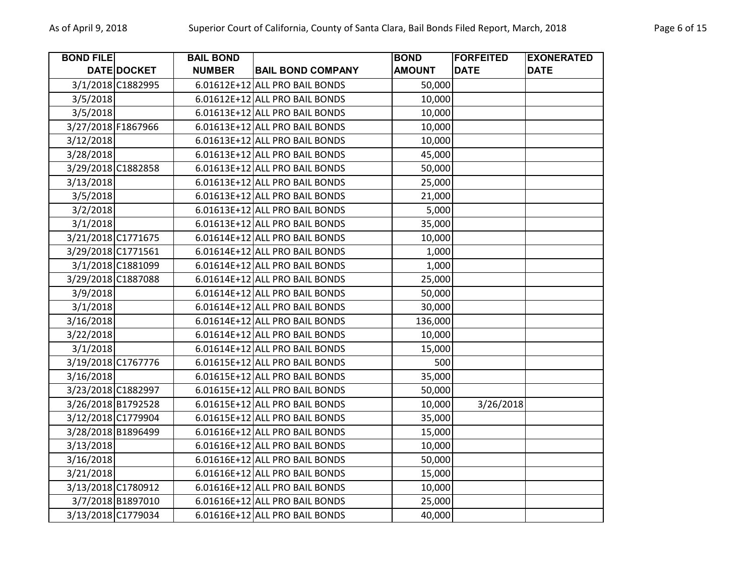| BOND FILE DATE | DOCKET | BAIL BOND NUMBER | BAIL BOND COMPANY | BOND AMOUNT | FORFEITED DATE | EXONERATED DATE |
|---|---|---|---|---|---|---|
| 3/1/2018 | C1882995 | 6.01612E+12 | ALL PRO BAIL BONDS | 50,000 | | |
| 3/5/2018 | | 6.01612E+12 | ALL PRO BAIL BONDS | 10,000 | | |
| 3/5/2018 | | 6.01613E+12 | ALL PRO BAIL BONDS | 10,000 | | |
| 3/27/2018 | F1867966 | 6.01613E+12 | ALL PRO BAIL BONDS | 10,000 | | |
| 3/12/2018 | | 6.01613E+12 | ALL PRO BAIL BONDS | 10,000 | | |
| 3/28/2018 | | 6.01613E+12 | ALL PRO BAIL BONDS | 45,000 | | |
| 3/29/2018 | C1882858 | 6.01613E+12 | ALL PRO BAIL BONDS | 50,000 | | |
| 3/13/2018 | | 6.01613E+12 | ALL PRO BAIL BONDS | 25,000 | | |
| 3/5/2018 | | 6.01613E+12 | ALL PRO BAIL BONDS | 21,000 | | |
| 3/2/2018 | | 6.01613E+12 | ALL PRO BAIL BONDS | 5,000 | | |
| 3/1/2018 | | 6.01613E+12 | ALL PRO BAIL BONDS | 35,000 | | |
| 3/21/2018 | C1771675 | 6.01614E+12 | ALL PRO BAIL BONDS | 10,000 | | |
| 3/29/2018 | C1771561 | 6.01614E+12 | ALL PRO BAIL BONDS | 1,000 | | |
| 3/1/2018 | C1881099 | 6.01614E+12 | ALL PRO BAIL BONDS | 1,000 | | |
| 3/29/2018 | C1887088 | 6.01614E+12 | ALL PRO BAIL BONDS | 25,000 | | |
| 3/9/2018 | | 6.01614E+12 | ALL PRO BAIL BONDS | 50,000 | | |
| 3/1/2018 | | 6.01614E+12 | ALL PRO BAIL BONDS | 30,000 | | |
| 3/16/2018 | | 6.01614E+12 | ALL PRO BAIL BONDS | 136,000 | | |
| 3/22/2018 | | 6.01614E+12 | ALL PRO BAIL BONDS | 10,000 | | |
| 3/1/2018 | | 6.01614E+12 | ALL PRO BAIL BONDS | 15,000 | | |
| 3/19/2018 | C1767776 | 6.01615E+12 | ALL PRO BAIL BONDS | 500 | | |
| 3/16/2018 | | 6.01615E+12 | ALL PRO BAIL BONDS | 35,000 | | |
| 3/23/2018 | C1882997 | 6.01615E+12 | ALL PRO BAIL BONDS | 50,000 | | |
| 3/26/2018 | B1792528 | 6.01615E+12 | ALL PRO BAIL BONDS | 10,000 | 3/26/2018 | |
| 3/12/2018 | C1779904 | 6.01615E+12 | ALL PRO BAIL BONDS | 35,000 | | |
| 3/28/2018 | B1896499 | 6.01616E+12 | ALL PRO BAIL BONDS | 15,000 | | |
| 3/13/2018 | | 6.01616E+12 | ALL PRO BAIL BONDS | 10,000 | | |
| 3/16/2018 | | 6.01616E+12 | ALL PRO BAIL BONDS | 50,000 | | |
| 3/21/2018 | | 6.01616E+12 | ALL PRO BAIL BONDS | 15,000 | | |
| 3/13/2018 | C1780912 | 6.01616E+12 | ALL PRO BAIL BONDS | 10,000 | | |
| 3/7/2018 | B1897010 | 6.01616E+12 | ALL PRO BAIL BONDS | 25,000 | | |
| 3/13/2018 | C1779034 | 6.01616E+12 | ALL PRO BAIL BONDS | 40,000 | | |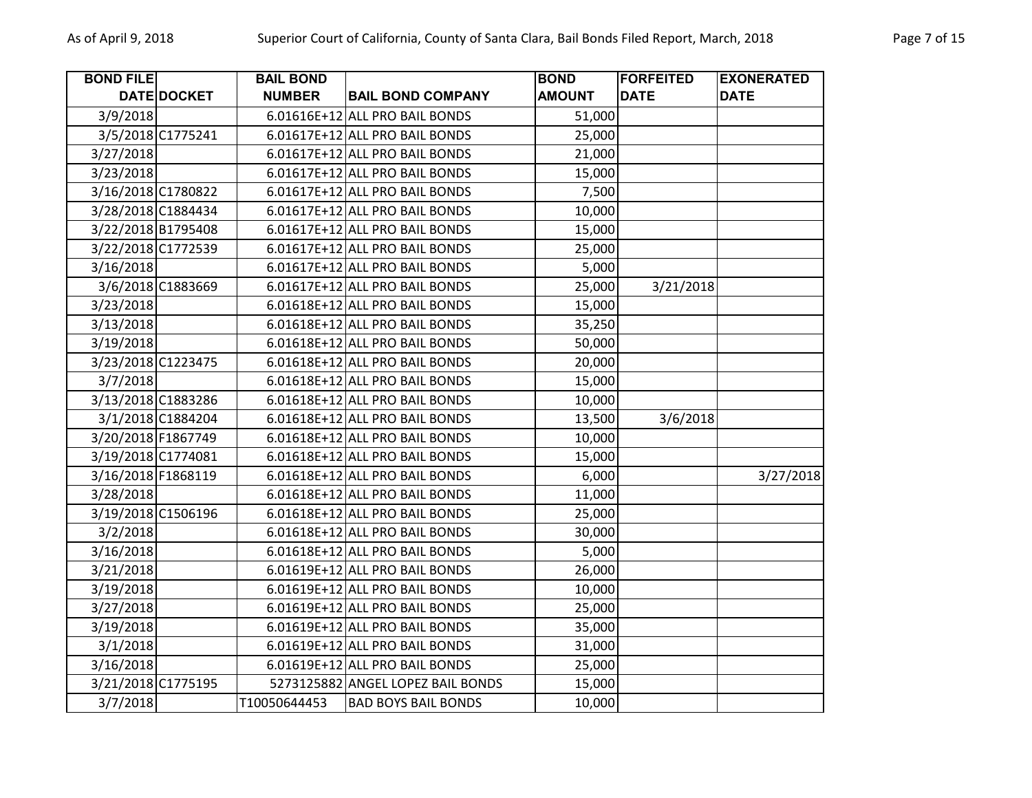| BOND FILE DATE | DOCKET | BAIL BOND NUMBER | BAIL BOND COMPANY | BOND AMOUNT | FORFEITED DATE | EXONERATED DATE |
|---|---|---|---|---|---|---|
| 3/9/2018 | | 6.01616E+12 | ALL PRO BAIL BONDS | 51,000 | | |
| 3/5/2018 | C1775241 | 6.01617E+12 | ALL PRO BAIL BONDS | 25,000 | | |
| 3/27/2018 | | 6.01617E+12 | ALL PRO BAIL BONDS | 21,000 | | |
| 3/23/2018 | | 6.01617E+12 | ALL PRO BAIL BONDS | 15,000 | | |
| 3/16/2018 | C1780822 | 6.01617E+12 | ALL PRO BAIL BONDS | 7,500 | | |
| 3/28/2018 | C1884434 | 6.01617E+12 | ALL PRO BAIL BONDS | 10,000 | | |
| 3/22/2018 | B1795408 | 6.01617E+12 | ALL PRO BAIL BONDS | 15,000 | | |
| 3/22/2018 | C1772539 | 6.01617E+12 | ALL PRO BAIL BONDS | 25,000 | | |
| 3/16/2018 | | 6.01617E+12 | ALL PRO BAIL BONDS | 5,000 | | |
| 3/6/2018 | C1883669 | 6.01617E+12 | ALL PRO BAIL BONDS | 25,000 | 3/21/2018 | |
| 3/23/2018 | | 6.01618E+12 | ALL PRO BAIL BONDS | 15,000 | | |
| 3/13/2018 | | 6.01618E+12 | ALL PRO BAIL BONDS | 35,250 | | |
| 3/19/2018 | | 6.01618E+12 | ALL PRO BAIL BONDS | 50,000 | | |
| 3/23/2018 | C1223475 | 6.01618E+12 | ALL PRO BAIL BONDS | 20,000 | | |
| 3/7/2018 | | 6.01618E+12 | ALL PRO BAIL BONDS | 15,000 | | |
| 3/13/2018 | C1883286 | 6.01618E+12 | ALL PRO BAIL BONDS | 10,000 | | |
| 3/1/2018 | C1884204 | 6.01618E+12 | ALL PRO BAIL BONDS | 13,500 | 3/6/2018 | |
| 3/20/2018 | F1867749 | 6.01618E+12 | ALL PRO BAIL BONDS | 10,000 | | |
| 3/19/2018 | C1774081 | 6.01618E+12 | ALL PRO BAIL BONDS | 15,000 | | |
| 3/16/2018 | F1868119 | 6.01618E+12 | ALL PRO BAIL BONDS | 6,000 | | 3/27/2018 |
| 3/28/2018 | | 6.01618E+12 | ALL PRO BAIL BONDS | 11,000 | | |
| 3/19/2018 | C1506196 | 6.01618E+12 | ALL PRO BAIL BONDS | 25,000 | | |
| 3/2/2018 | | 6.01618E+12 | ALL PRO BAIL BONDS | 30,000 | | |
| 3/16/2018 | | 6.01618E+12 | ALL PRO BAIL BONDS | 5,000 | | |
| 3/21/2018 | | 6.01619E+12 | ALL PRO BAIL BONDS | 26,000 | | |
| 3/19/2018 | | 6.01619E+12 | ALL PRO BAIL BONDS | 10,000 | | |
| 3/27/2018 | | 6.01619E+12 | ALL PRO BAIL BONDS | 25,000 | | |
| 3/19/2018 | | 6.01619E+12 | ALL PRO BAIL BONDS | 35,000 | | |
| 3/1/2018 | | 6.01619E+12 | ALL PRO BAIL BONDS | 31,000 | | |
| 3/16/2018 | | 6.01619E+12 | ALL PRO BAIL BONDS | 25,000 | | |
| 3/21/2018 | C1775195 | 5273125882 | ANGEL LOPEZ BAIL BONDS | 15,000 | | |
| 3/7/2018 | | T10050644453 | BAD BOYS BAIL BONDS | 10,000 | | |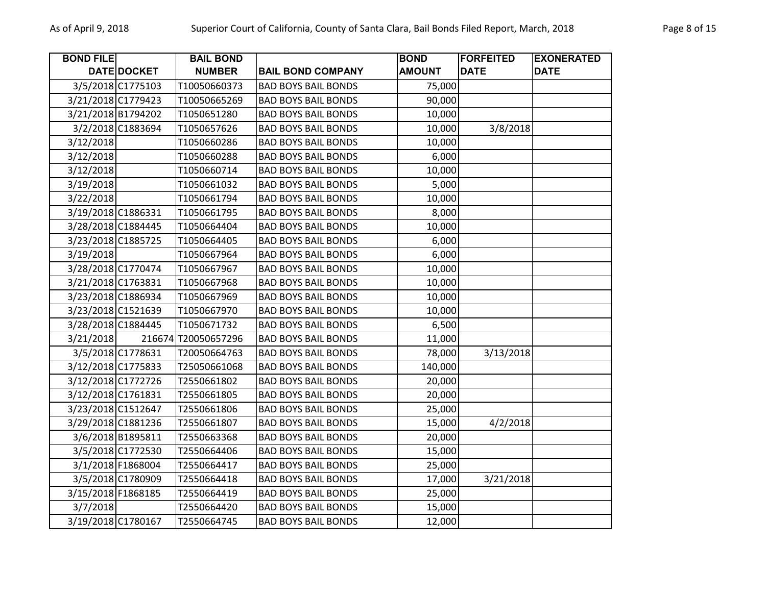| BOND FILE DATE | DOCKET | BAIL BOND NUMBER | BAIL BOND COMPANY | BOND AMOUNT | FORFEITED DATE | EXONERATED DATE |
|---|---|---|---|---|---|---|
| 3/5/2018 | C1775103 | T10050660373 | BAD BOYS BAIL BONDS | 75,000 | | |
| 3/21/2018 | C1779423 | T10050665269 | BAD BOYS BAIL BONDS | 90,000 | | |
| 3/21/2018 | B1794202 | T1050651280 | BAD BOYS BAIL BONDS | 10,000 | | |
| 3/2/2018 | C1883694 | T1050657626 | BAD BOYS BAIL BONDS | 10,000 | 3/8/2018 | |
| 3/12/2018 | | T1050660286 | BAD BOYS BAIL BONDS | 10,000 | | |
| 3/12/2018 | | T1050660288 | BAD BOYS BAIL BONDS | 6,000 | | |
| 3/12/2018 | | T1050660714 | BAD BOYS BAIL BONDS | 10,000 | | |
| 3/19/2018 | | T1050661032 | BAD BOYS BAIL BONDS | 5,000 | | |
| 3/22/2018 | | T1050661794 | BAD BOYS BAIL BONDS | 10,000 | | |
| 3/19/2018 | C1886331 | T1050661795 | BAD BOYS BAIL BONDS | 8,000 | | |
| 3/28/2018 | C1884445 | T1050664404 | BAD BOYS BAIL BONDS | 10,000 | | |
| 3/23/2018 | C1885725 | T1050664405 | BAD BOYS BAIL BONDS | 6,000 | | |
| 3/19/2018 | | T1050667964 | BAD BOYS BAIL BONDS | 6,000 | | |
| 3/28/2018 | C1770474 | T1050667967 | BAD BOYS BAIL BONDS | 10,000 | | |
| 3/21/2018 | C1763831 | T1050667968 | BAD BOYS BAIL BONDS | 10,000 | | |
| 3/23/2018 | C1886934 | T1050667969 | BAD BOYS BAIL BONDS | 10,000 | | |
| 3/23/2018 | C1521639 | T1050667970 | BAD BOYS BAIL BONDS | 10,000 | | |
| 3/28/2018 | C1884445 | T1050671732 | BAD BOYS BAIL BONDS | 6,500 | | |
| 3/21/2018 | 216674 | T20050657296 | BAD BOYS BAIL BONDS | 11,000 | | |
| 3/5/2018 | C1778631 | T20050664763 | BAD BOYS BAIL BONDS | 78,000 | 3/13/2018 | |
| 3/12/2018 | C1775833 | T25050661068 | BAD BOYS BAIL BONDS | 140,000 | | |
| 3/12/2018 | C1772726 | T2550661802 | BAD BOYS BAIL BONDS | 20,000 | | |
| 3/12/2018 | C1761831 | T2550661805 | BAD BOYS BAIL BONDS | 20,000 | | |
| 3/23/2018 | C1512647 | T2550661806 | BAD BOYS BAIL BONDS | 25,000 | | |
| 3/29/2018 | C1881236 | T2550661807 | BAD BOYS BAIL BONDS | 15,000 | 4/2/2018 | |
| 3/6/2018 | B1895811 | T2550663368 | BAD BOYS BAIL BONDS | 20,000 | | |
| 3/5/2018 | C1772530 | T2550664406 | BAD BOYS BAIL BONDS | 15,000 | | |
| 3/1/2018 | F1868004 | T2550664417 | BAD BOYS BAIL BONDS | 25,000 | | |
| 3/5/2018 | C1780909 | T2550664418 | BAD BOYS BAIL BONDS | 17,000 | 3/21/2018 | |
| 3/15/2018 | F1868185 | T2550664419 | BAD BOYS BAIL BONDS | 25,000 | | |
| 3/7/2018 | | T2550664420 | BAD BOYS BAIL BONDS | 15,000 | | |
| 3/19/2018 | C1780167 | T2550664745 | BAD BOYS BAIL BONDS | 12,000 | | |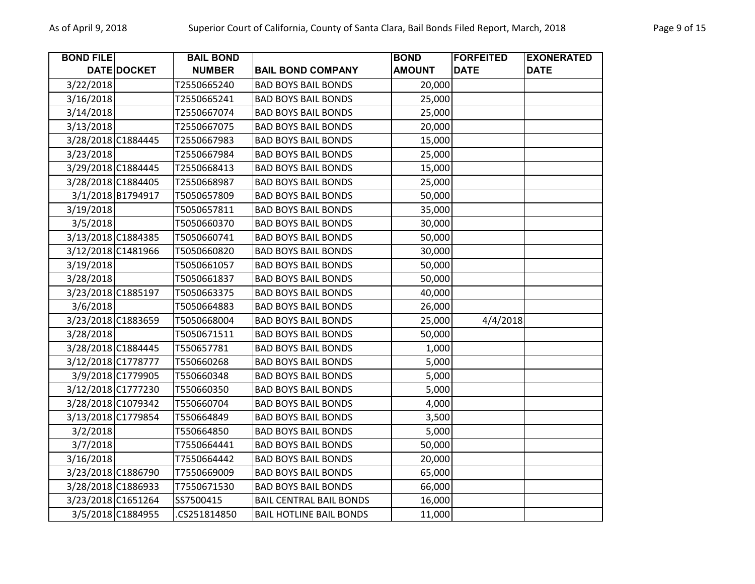| BOND FILE DATE | DOCKET | BAIL BOND NUMBER | BAIL BOND COMPANY | BOND AMOUNT | FORFEITED DATE | EXONERATED DATE |
|---|---|---|---|---|---|---|
| 3/22/2018 | | T2550665240 | BAD BOYS BAIL BONDS | 20,000 | | |
| 3/16/2018 | | T2550665241 | BAD BOYS BAIL BONDS | 25,000 | | |
| 3/14/2018 | | T2550667074 | BAD BOYS BAIL BONDS | 25,000 | | |
| 3/13/2018 | | T2550667075 | BAD BOYS BAIL BONDS | 20,000 | | |
| 3/28/2018 | C1884445 | T2550667983 | BAD BOYS BAIL BONDS | 15,000 | | |
| 3/23/2018 | | T2550667984 | BAD BOYS BAIL BONDS | 25,000 | | |
| 3/29/2018 | C1884445 | T2550668413 | BAD BOYS BAIL BONDS | 15,000 | | |
| 3/28/2018 | C1884405 | T2550668987 | BAD BOYS BAIL BONDS | 25,000 | | |
| 3/1/2018 | B1794917 | T5050657809 | BAD BOYS BAIL BONDS | 50,000 | | |
| 3/19/2018 | | T5050657811 | BAD BOYS BAIL BONDS | 35,000 | | |
| 3/5/2018 | | T5050660370 | BAD BOYS BAIL BONDS | 30,000 | | |
| 3/13/2018 | C1884385 | T5050660741 | BAD BOYS BAIL BONDS | 50,000 | | |
| 3/12/2018 | C1481966 | T5050660820 | BAD BOYS BAIL BONDS | 30,000 | | |
| 3/19/2018 | | T5050661057 | BAD BOYS BAIL BONDS | 50,000 | | |
| 3/28/2018 | | T5050661837 | BAD BOYS BAIL BONDS | 50,000 | | |
| 3/23/2018 | C1885197 | T5050663375 | BAD BOYS BAIL BONDS | 40,000 | | |
| 3/6/2018 | | T5050664883 | BAD BOYS BAIL BONDS | 26,000 | | |
| 3/23/2018 | C1883659 | T5050668004 | BAD BOYS BAIL BONDS | 25,000 | 4/4/2018 | |
| 3/28/2018 | | T5050671511 | BAD BOYS BAIL BONDS | 50,000 | | |
| 3/28/2018 | C1884445 | T550657781 | BAD BOYS BAIL BONDS | 1,000 | | |
| 3/12/2018 | C1778777 | T550660268 | BAD BOYS BAIL BONDS | 5,000 | | |
| 3/9/2018 | C1779905 | T550660348 | BAD BOYS BAIL BONDS | 5,000 | | |
| 3/12/2018 | C1777230 | T550660350 | BAD BOYS BAIL BONDS | 5,000 | | |
| 3/28/2018 | C1079342 | T550660704 | BAD BOYS BAIL BONDS | 4,000 | | |
| 3/13/2018 | C1779854 | T550664849 | BAD BOYS BAIL BONDS | 3,500 | | |
| 3/2/2018 | | T550664850 | BAD BOYS BAIL BONDS | 5,000 | | |
| 3/7/2018 | | T7550664441 | BAD BOYS BAIL BONDS | 50,000 | | |
| 3/16/2018 | | T7550664442 | BAD BOYS BAIL BONDS | 20,000 | | |
| 3/23/2018 | C1886790 | T7550669009 | BAD BOYS BAIL BONDS | 65,000 | | |
| 3/28/2018 | C1886933 | T7550671530 | BAD BOYS BAIL BONDS | 66,000 | | |
| 3/23/2018 | C1651264 | SS7500415 | BAIL CENTRAL BAIL BONDS | 16,000 | | |
| 3/5/2018 | C1884955 | .CS251814850 | BAIL HOTLINE BAIL BONDS | 11,000 | | |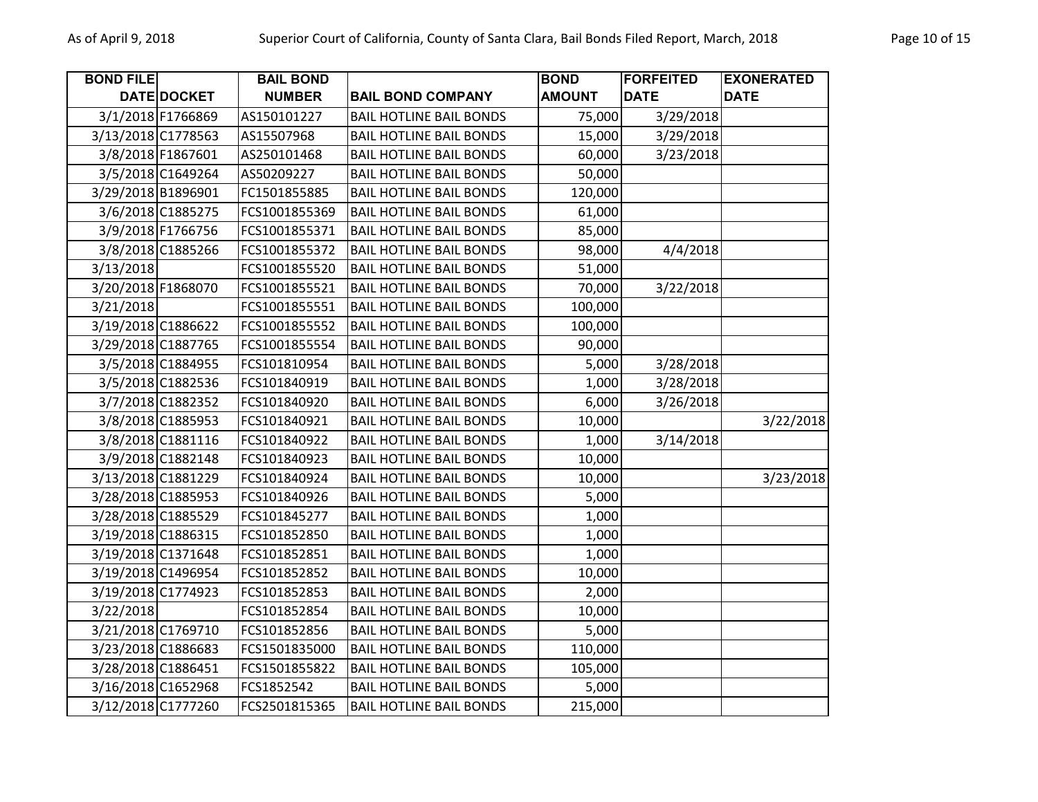| BOND FILE DATE | DOCKET | BAIL BOND NUMBER | BAIL BOND COMPANY | BOND AMOUNT | FORFEITED DATE | EXONERATED DATE |
|---|---|---|---|---|---|---|
| 3/1/2018 | F1766869 | AS150101227 | BAIL HOTLINE BAIL BONDS | 75,000 | 3/29/2018 | |
| 3/13/2018 | C1778563 | AS15507968 | BAIL HOTLINE BAIL BONDS | 15,000 | 3/29/2018 | |
| 3/8/2018 | F1867601 | AS250101468 | BAIL HOTLINE BAIL BONDS | 60,000 | 3/23/2018 | |
| 3/5/2018 | C1649264 | AS50209227 | BAIL HOTLINE BAIL BONDS | 50,000 | | |
| 3/29/2018 | B1896901 | FC1501855885 | BAIL HOTLINE BAIL BONDS | 120,000 | | |
| 3/6/2018 | C1885275 | FCS1001855369 | BAIL HOTLINE BAIL BONDS | 61,000 | | |
| 3/9/2018 | F1766756 | FCS1001855371 | BAIL HOTLINE BAIL BONDS | 85,000 | | |
| 3/8/2018 | C1885266 | FCS1001855372 | BAIL HOTLINE BAIL BONDS | 98,000 | 4/4/2018 | |
| 3/13/2018 | | FCS1001855520 | BAIL HOTLINE BAIL BONDS | 51,000 | | |
| 3/20/2018 | F1868070 | FCS1001855521 | BAIL HOTLINE BAIL BONDS | 70,000 | 3/22/2018 | |
| 3/21/2018 | | FCS1001855551 | BAIL HOTLINE BAIL BONDS | 100,000 | | |
| 3/19/2018 | C1886622 | FCS1001855552 | BAIL HOTLINE BAIL BONDS | 100,000 | | |
| 3/29/2018 | C1887765 | FCS1001855554 | BAIL HOTLINE BAIL BONDS | 90,000 | | |
| 3/5/2018 | C1884955 | FCS101810954 | BAIL HOTLINE BAIL BONDS | 5,000 | 3/28/2018 | |
| 3/5/2018 | C1882536 | FCS101840919 | BAIL HOTLINE BAIL BONDS | 1,000 | 3/28/2018 | |
| 3/7/2018 | C1882352 | FCS101840920 | BAIL HOTLINE BAIL BONDS | 6,000 | 3/26/2018 | |
| 3/8/2018 | C1885953 | FCS101840921 | BAIL HOTLINE BAIL BONDS | 10,000 | | 3/22/2018 |
| 3/8/2018 | C1881116 | FCS101840922 | BAIL HOTLINE BAIL BONDS | 1,000 | 3/14/2018 | |
| 3/9/2018 | C1882148 | FCS101840923 | BAIL HOTLINE BAIL BONDS | 10,000 | | |
| 3/13/2018 | C1881229 | FCS101840924 | BAIL HOTLINE BAIL BONDS | 10,000 | | 3/23/2018 |
| 3/28/2018 | C1885953 | FCS101840926 | BAIL HOTLINE BAIL BONDS | 5,000 | | |
| 3/28/2018 | C1885529 | FCS101845277 | BAIL HOTLINE BAIL BONDS | 1,000 | | |
| 3/19/2018 | C1886315 | FCS101852850 | BAIL HOTLINE BAIL BONDS | 1,000 | | |
| 3/19/2018 | C1371648 | FCS101852851 | BAIL HOTLINE BAIL BONDS | 1,000 | | |
| 3/19/2018 | C1496954 | FCS101852852 | BAIL HOTLINE BAIL BONDS | 10,000 | | |
| 3/19/2018 | C1774923 | FCS101852853 | BAIL HOTLINE BAIL BONDS | 2,000 | | |
| 3/22/2018 | | FCS101852854 | BAIL HOTLINE BAIL BONDS | 10,000 | | |
| 3/21/2018 | C1769710 | FCS101852856 | BAIL HOTLINE BAIL BONDS | 5,000 | | |
| 3/23/2018 | C1886683 | FCS1501835000 | BAIL HOTLINE BAIL BONDS | 110,000 | | |
| 3/28/2018 | C1886451 | FCS1501855822 | BAIL HOTLINE BAIL BONDS | 105,000 | | |
| 3/16/2018 | C1652968 | FCS1852542 | BAIL HOTLINE BAIL BONDS | 5,000 | | |
| 3/12/2018 | C1777260 | FCS2501815365 | BAIL HOTLINE BAIL BONDS | 215,000 | | |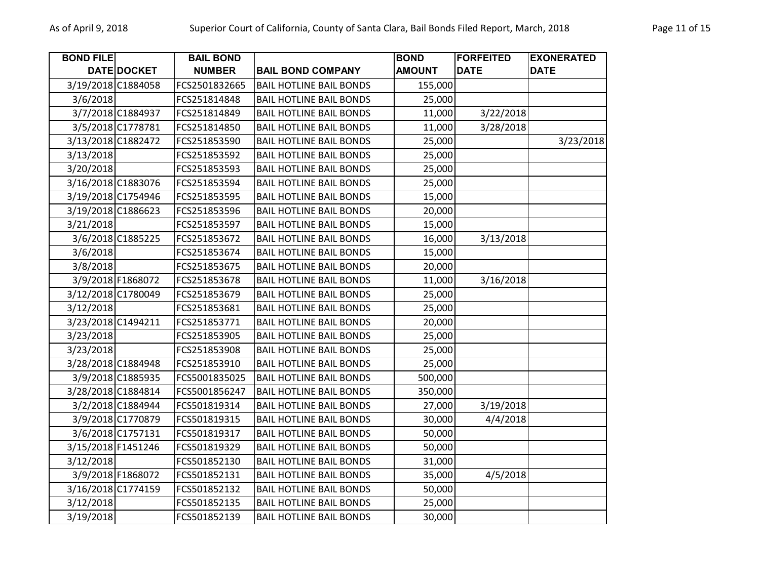| BOND FILE DATE | DOCKET | BAIL BOND NUMBER | BAIL BOND COMPANY | BOND AMOUNT | FORFEITED DATE | EXONERATED DATE |
|---|---|---|---|---|---|---|
| 3/19/2018 | C1884058 | FCS2501832665 | BAIL HOTLINE BAIL BONDS | 155,000 | | |
| 3/6/2018 | | FCS251814848 | BAIL HOTLINE BAIL BONDS | 25,000 | | |
| 3/7/2018 | C1884937 | FCS251814849 | BAIL HOTLINE BAIL BONDS | 11,000 | 3/22/2018 | |
| 3/5/2018 | C1778781 | FCS251814850 | BAIL HOTLINE BAIL BONDS | 11,000 | 3/28/2018 | |
| 3/13/2018 | C1882472 | FCS251853590 | BAIL HOTLINE BAIL BONDS | 25,000 | | 3/23/2018 |
| 3/13/2018 | | FCS251853592 | BAIL HOTLINE BAIL BONDS | 25,000 | | |
| 3/20/2018 | | FCS251853593 | BAIL HOTLINE BAIL BONDS | 25,000 | | |
| 3/16/2018 | C1883076 | FCS251853594 | BAIL HOTLINE BAIL BONDS | 25,000 | | |
| 3/19/2018 | C1754946 | FCS251853595 | BAIL HOTLINE BAIL BONDS | 15,000 | | |
| 3/19/2018 | C1886623 | FCS251853596 | BAIL HOTLINE BAIL BONDS | 20,000 | | |
| 3/21/2018 | | FCS251853597 | BAIL HOTLINE BAIL BONDS | 15,000 | | |
| 3/6/2018 | C1885225 | FCS251853672 | BAIL HOTLINE BAIL BONDS | 16,000 | 3/13/2018 | |
| 3/6/2018 | | FCS251853674 | BAIL HOTLINE BAIL BONDS | 15,000 | | |
| 3/8/2018 | | FCS251853675 | BAIL HOTLINE BAIL BONDS | 20,000 | | |
| 3/9/2018 | F1868072 | FCS251853678 | BAIL HOTLINE BAIL BONDS | 11,000 | 3/16/2018 | |
| 3/12/2018 | C1780049 | FCS251853679 | BAIL HOTLINE BAIL BONDS | 25,000 | | |
| 3/12/2018 | | FCS251853681 | BAIL HOTLINE BAIL BONDS | 25,000 | | |
| 3/23/2018 | C1494211 | FCS251853771 | BAIL HOTLINE BAIL BONDS | 20,000 | | |
| 3/23/2018 | | FCS251853905 | BAIL HOTLINE BAIL BONDS | 25,000 | | |
| 3/23/2018 | | FCS251853908 | BAIL HOTLINE BAIL BONDS | 25,000 | | |
| 3/28/2018 | C1884948 | FCS251853910 | BAIL HOTLINE BAIL BONDS | 25,000 | | |
| 3/9/2018 | C1885935 | FCS5001835025 | BAIL HOTLINE BAIL BONDS | 500,000 | | |
| 3/28/2018 | C1884814 | FCS5001856247 | BAIL HOTLINE BAIL BONDS | 350,000 | | |
| 3/2/2018 | C1884944 | FCS501819314 | BAIL HOTLINE BAIL BONDS | 27,000 | 3/19/2018 | |
| 3/9/2018 | C1770879 | FCS501819315 | BAIL HOTLINE BAIL BONDS | 30,000 | 4/4/2018 | |
| 3/6/2018 | C1757131 | FCS501819317 | BAIL HOTLINE BAIL BONDS | 50,000 | | |
| 3/15/2018 | F1451246 | FCS501819329 | BAIL HOTLINE BAIL BONDS | 50,000 | | |
| 3/12/2018 | | FCS501852130 | BAIL HOTLINE BAIL BONDS | 31,000 | | |
| 3/9/2018 | F1868072 | FCS501852131 | BAIL HOTLINE BAIL BONDS | 35,000 | 4/5/2018 | |
| 3/16/2018 | C1774159 | FCS501852132 | BAIL HOTLINE BAIL BONDS | 50,000 | | |
| 3/12/2018 | | FCS501852135 | BAIL HOTLINE BAIL BONDS | 25,000 | | |
| 3/19/2018 | | FCS501852139 | BAIL HOTLINE BAIL BONDS | 30,000 | | |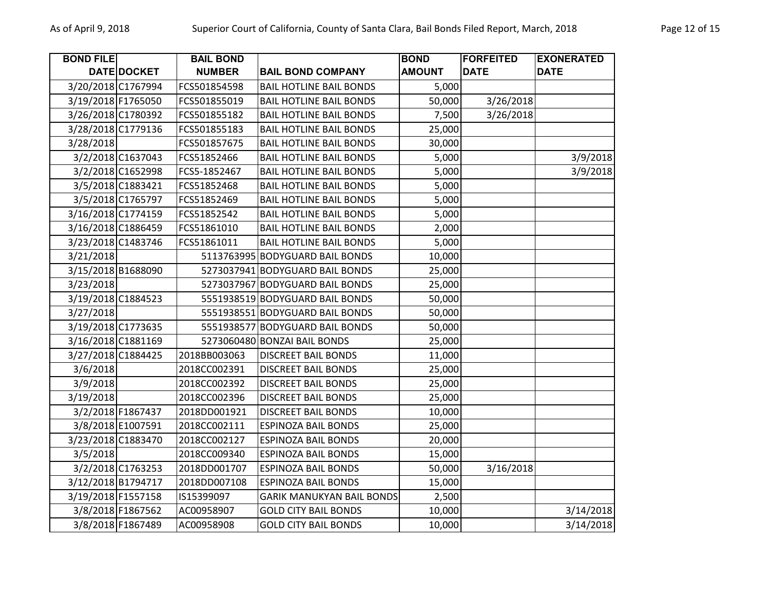| BOND FILE DATE | DOCKET | BAIL BOND NUMBER | BAIL BOND COMPANY | BOND AMOUNT | FORFEITED DATE | EXONERATED DATE |
|---|---|---|---|---|---|---|
| 3/20/2018 | C1767994 | FCS501854598 | BAIL HOTLINE BAIL BONDS | 5,000 | | |
| 3/19/2018 | F1765050 | FCS501855019 | BAIL HOTLINE BAIL BONDS | 50,000 | 3/26/2018 | |
| 3/26/2018 | C1780392 | FCS501855182 | BAIL HOTLINE BAIL BONDS | 7,500 | 3/26/2018 | |
| 3/28/2018 | C1779136 | FCS501855183 | BAIL HOTLINE BAIL BONDS | 25,000 | | |
| 3/28/2018 | | FCS501857675 | BAIL HOTLINE BAIL BONDS | 30,000 | | |
| 3/2/2018 | C1637043 | FCS51852466 | BAIL HOTLINE BAIL BONDS | 5,000 | | 3/9/2018 |
| 3/2/2018 | C1652998 | FCS5-1852467 | BAIL HOTLINE BAIL BONDS | 5,000 | | 3/9/2018 |
| 3/5/2018 | C1883421 | FCS51852468 | BAIL HOTLINE BAIL BONDS | 5,000 | | |
| 3/5/2018 | C1765797 | FCS51852469 | BAIL HOTLINE BAIL BONDS | 5,000 | | |
| 3/16/2018 | C1774159 | FCS51852542 | BAIL HOTLINE BAIL BONDS | 5,000 | | |
| 3/16/2018 | C1886459 | FCS51861010 | BAIL HOTLINE BAIL BONDS | 2,000 | | |
| 3/23/2018 | C1483746 | FCS51861011 | BAIL HOTLINE BAIL BONDS | 5,000 | | |
| 3/21/2018 | | 5113763995 | BODYGUARD BAIL BONDS | 10,000 | | |
| 3/15/2018 | B1688090 | 5273037941 | BODYGUARD BAIL BONDS | 25,000 | | |
| 3/23/2018 | | 5273037967 | BODYGUARD BAIL BONDS | 25,000 | | |
| 3/19/2018 | C1884523 | 5551938519 | BODYGUARD BAIL BONDS | 50,000 | | |
| 3/27/2018 | | 5551938551 | BODYGUARD BAIL BONDS | 50,000 | | |
| 3/19/2018 | C1773635 | 5551938577 | BODYGUARD BAIL BONDS | 50,000 | | |
| 3/16/2018 | C1881169 | 5273060480 | BONZAI BAIL BONDS | 25,000 | | |
| 3/27/2018 | C1884425 | 2018BB003063 | DISCREET BAIL BONDS | 11,000 | | |
| 3/6/2018 | | 2018CC002391 | DISCREET BAIL BONDS | 25,000 | | |
| 3/9/2018 | | 2018CC002392 | DISCREET BAIL BONDS | 25,000 | | |
| 3/19/2018 | | 2018CC002396 | DISCREET BAIL BONDS | 25,000 | | |
| 3/2/2018 | F1867437 | 2018DD001921 | DISCREET BAIL BONDS | 10,000 | | |
| 3/8/2018 | E1007591 | 2018CC002111 | ESPINOZA BAIL BONDS | 25,000 | | |
| 3/23/2018 | C1883470 | 2018CC002127 | ESPINOZA BAIL BONDS | 20,000 | | |
| 3/5/2018 | | 2018CC009340 | ESPINOZA BAIL BONDS | 15,000 | | |
| 3/2/2018 | C1763253 | 2018DD001707 | ESPINOZA BAIL BONDS | 50,000 | 3/16/2018 | |
| 3/12/2018 | B1794717 | 2018DD007108 | ESPINOZA BAIL BONDS | 15,000 | | |
| 3/19/2018 | F1557158 | IS15399097 | GARIK MANUKYAN BAIL BONDS | 2,500 | | |
| 3/8/2018 | F1867562 | AC00958907 | GOLD CITY BAIL BONDS | 10,000 | | 3/14/2018 |
| 3/8/2018 | F1867489 | AC00958908 | GOLD CITY BAIL BONDS | 10,000 | | 3/14/2018 |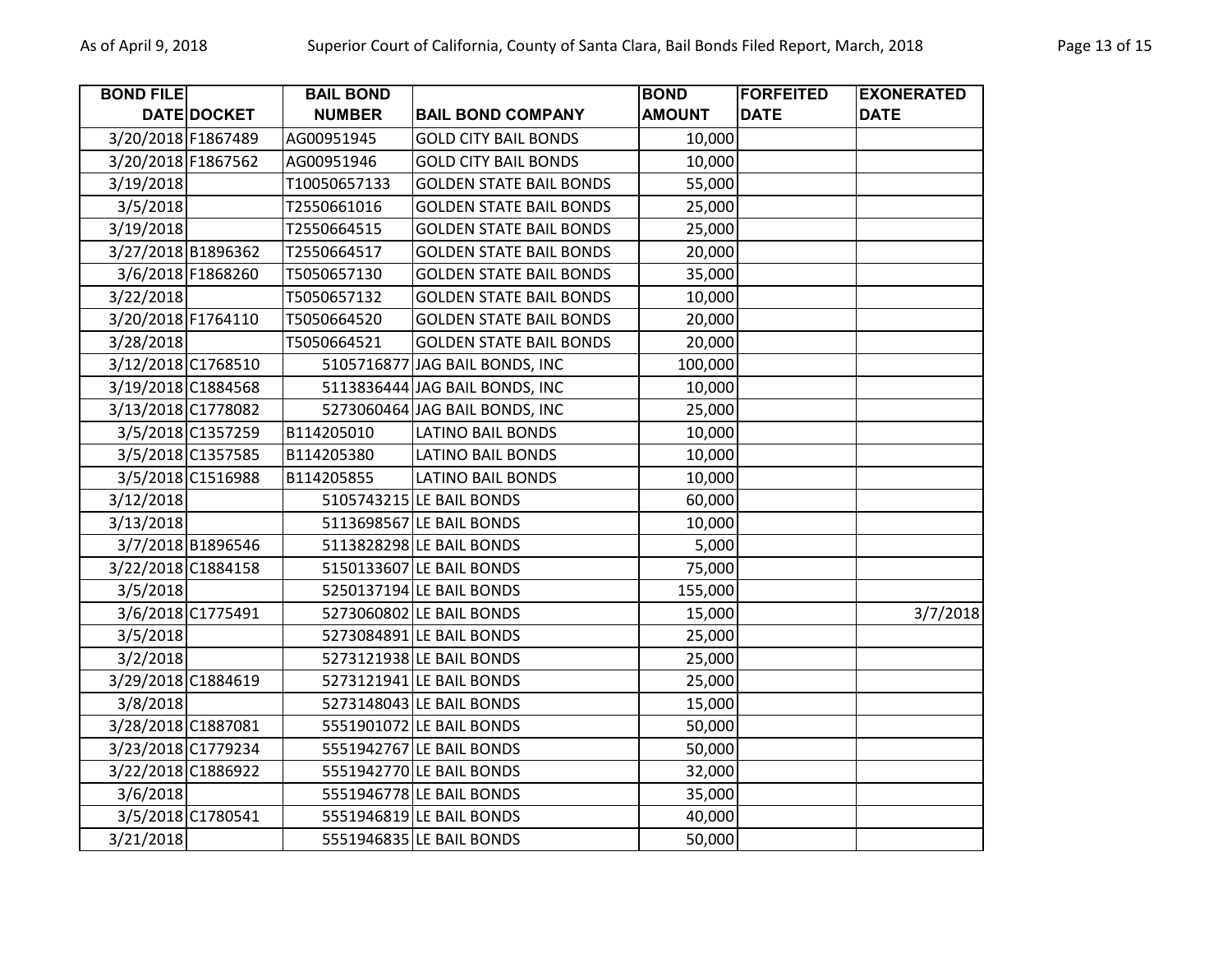| BOND FILE DATE | DOCKET | BAIL BOND NUMBER | BAIL BOND COMPANY | BOND AMOUNT | FORFEITED DATE | EXONERATED DATE |
|---|---|---|---|---|---|---|
| 3/20/2018 | F1867489 | AG00951945 | GOLD CITY BAIL BONDS | 10,000 | | |
| 3/20/2018 | F1867562 | AG00951946 | GOLD CITY BAIL BONDS | 10,000 | | |
| 3/19/2018 | | T10050657133 | GOLDEN STATE BAIL BONDS | 55,000 | | |
| 3/5/2018 | | T2550661016 | GOLDEN STATE BAIL BONDS | 25,000 | | |
| 3/19/2018 | | T2550664515 | GOLDEN STATE BAIL BONDS | 25,000 | | |
| 3/27/2018 | B1896362 | T2550664517 | GOLDEN STATE BAIL BONDS | 20,000 | | |
| 3/6/2018 | F1868260 | T5050657130 | GOLDEN STATE BAIL BONDS | 35,000 | | |
| 3/22/2018 | | T5050657132 | GOLDEN STATE BAIL BONDS | 10,000 | | |
| 3/20/2018 | F1764110 | T5050664520 | GOLDEN STATE BAIL BONDS | 20,000 | | |
| 3/28/2018 | | T5050664521 | GOLDEN STATE BAIL BONDS | 20,000 | | |
| 3/12/2018 | C1768510 | 5105716877 | JAG BAIL BONDS, INC | 100,000 | | |
| 3/19/2018 | C1884568 | 5113836444 | JAG BAIL BONDS, INC | 10,000 | | |
| 3/13/2018 | C1778082 | 5273060464 | JAG BAIL BONDS, INC | 25,000 | | |
| 3/5/2018 | C1357259 | B114205010 | LATINO BAIL BONDS | 10,000 | | |
| 3/5/2018 | C1357585 | B114205380 | LATINO BAIL BONDS | 10,000 | | |
| 3/5/2018 | C1516988 | B114205855 | LATINO BAIL BONDS | 10,000 | | |
| 3/12/2018 | | 5105743215 | LE BAIL BONDS | 60,000 | | |
| 3/13/2018 | | 5113698567 | LE BAIL BONDS | 10,000 | | |
| 3/7/2018 | B1896546 | 5113828298 | LE BAIL BONDS | 5,000 | | |
| 3/22/2018 | C1884158 | 5150133607 | LE BAIL BONDS | 75,000 | | |
| 3/5/2018 | | 5250137194 | LE BAIL BONDS | 155,000 | | |
| 3/6/2018 | C1775491 | 5273060802 | LE BAIL BONDS | 15,000 | | 3/7/2018 |
| 3/5/2018 | | 5273084891 | LE BAIL BONDS | 25,000 | | |
| 3/2/2018 | | 5273121938 | LE BAIL BONDS | 25,000 | | |
| 3/29/2018 | C1884619 | 5273121941 | LE BAIL BONDS | 25,000 | | |
| 3/8/2018 | | 5273148043 | LE BAIL BONDS | 15,000 | | |
| 3/28/2018 | C1887081 | 5551901072 | LE BAIL BONDS | 50,000 | | |
| 3/23/2018 | C1779234 | 5551942767 | LE BAIL BONDS | 50,000 | | |
| 3/22/2018 | C1886922 | 5551942770 | LE BAIL BONDS | 32,000 | | |
| 3/6/2018 | | 5551946778 | LE BAIL BONDS | 35,000 | | |
| 3/5/2018 | C1780541 | 5551946819 | LE BAIL BONDS | 40,000 | | |
| 3/21/2018 | | 5551946835 | LE BAIL BONDS | 50,000 | | |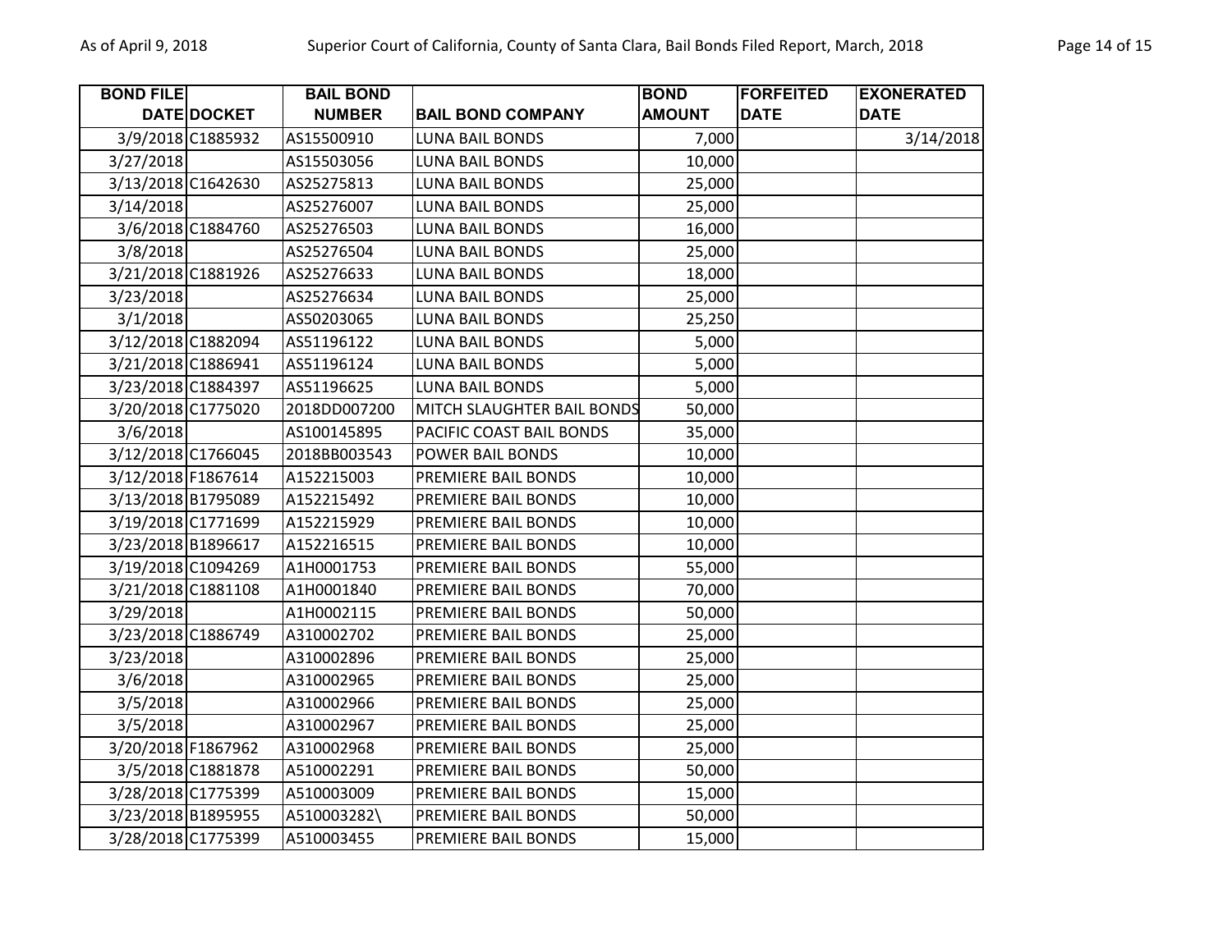| BOND FILE DATE | DOCKET | BAIL BOND NUMBER | BAIL BOND COMPANY | BOND AMOUNT | FORFEITED DATE | EXONERATED DATE |
|---|---|---|---|---|---|---|
| 3/9/2018 | C1885932 | AS15500910 | LUNA BAIL BONDS | 7,000 | | 3/14/2018 |
| 3/27/2018 | | AS15503056 | LUNA BAIL BONDS | 10,000 | | |
| 3/13/2018 | C1642630 | AS25275813 | LUNA BAIL BONDS | 25,000 | | |
| 3/14/2018 | | AS25276007 | LUNA BAIL BONDS | 25,000 | | |
| 3/6/2018 | C1884760 | AS25276503 | LUNA BAIL BONDS | 16,000 | | |
| 3/8/2018 | | AS25276504 | LUNA BAIL BONDS | 25,000 | | |
| 3/21/2018 | C1881926 | AS25276633 | LUNA BAIL BONDS | 18,000 | | |
| 3/23/2018 | | AS25276634 | LUNA BAIL BONDS | 25,000 | | |
| 3/1/2018 | | AS50203065 | LUNA BAIL BONDS | 25,250 | | |
| 3/12/2018 | C1882094 | AS51196122 | LUNA BAIL BONDS | 5,000 | | |
| 3/21/2018 | C1886941 | AS51196124 | LUNA BAIL BONDS | 5,000 | | |
| 3/23/2018 | C1884397 | AS51196625 | LUNA BAIL BONDS | 5,000 | | |
| 3/20/2018 | C1775020 | 2018DD007200 | MITCH SLAUGHTER BAIL BONDS | 50,000 | | |
| 3/6/2018 | | AS100145895 | PACIFIC COAST BAIL BONDS | 35,000 | | |
| 3/12/2018 | C1766045 | 2018BB003543 | POWER BAIL BONDS | 10,000 | | |
| 3/12/2018 | F1867614 | A152215003 | PREMIERE BAIL BONDS | 10,000 | | |
| 3/13/2018 | B1795089 | A152215492 | PREMIERE BAIL BONDS | 10,000 | | |
| 3/19/2018 | C1771699 | A152215929 | PREMIERE BAIL BONDS | 10,000 | | |
| 3/23/2018 | B1896617 | A152216515 | PREMIERE BAIL BONDS | 10,000 | | |
| 3/19/2018 | C1094269 | A1H0001753 | PREMIERE BAIL BONDS | 55,000 | | |
| 3/21/2018 | C1881108 | A1H0001840 | PREMIERE BAIL BONDS | 70,000 | | |
| 3/29/2018 | | A1H0002115 | PREMIERE BAIL BONDS | 50,000 | | |
| 3/23/2018 | C1886749 | A310002702 | PREMIERE BAIL BONDS | 25,000 | | |
| 3/23/2018 | | A310002896 | PREMIERE BAIL BONDS | 25,000 | | |
| 3/6/2018 | | A310002965 | PREMIERE BAIL BONDS | 25,000 | | |
| 3/5/2018 | | A310002966 | PREMIERE BAIL BONDS | 25,000 | | |
| 3/5/2018 | | A310002967 | PREMIERE BAIL BONDS | 25,000 | | |
| 3/20/2018 | F1867962 | A310002968 | PREMIERE BAIL BONDS | 25,000 | | |
| 3/5/2018 | C1881878 | A510002291 | PREMIERE BAIL BONDS | 50,000 | | |
| 3/28/2018 | C1775399 | A510003009 | PREMIERE BAIL BONDS | 15,000 | | |
| 3/23/2018 | B1895955 | A510003282\ | PREMIERE BAIL BONDS | 50,000 | | |
| 3/28/2018 | C1775399 | A510003455 | PREMIERE BAIL BONDS | 15,000 | | |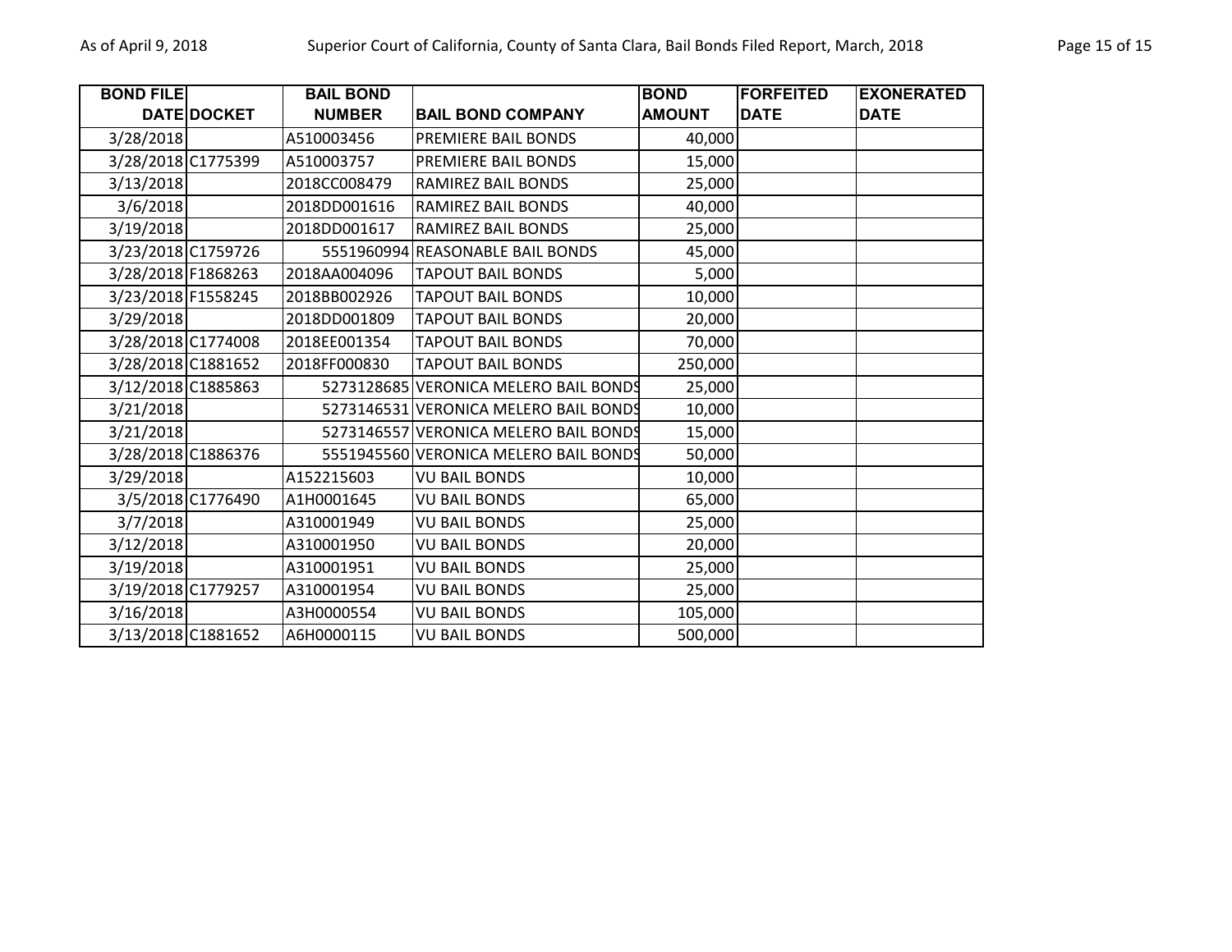| BOND FILE DATE | DOCKET | BAIL BOND NUMBER | BAIL BOND COMPANY | BOND AMOUNT | FORFEITED DATE | EXONERATED DATE |
|---|---|---|---|---|---|---|
| 3/28/2018 | | A510003456 | PREMIERE BAIL BONDS | 40,000 | | |
| 3/28/2018 | C1775399 | A510003757 | PREMIERE BAIL BONDS | 15,000 | | |
| 3/13/2018 | | 2018CC008479 | RAMIREZ BAIL BONDS | 25,000 | | |
| 3/6/2018 | | 2018DD001616 | RAMIREZ BAIL BONDS | 40,000 | | |
| 3/19/2018 | | 2018DD001617 | RAMIREZ BAIL BONDS | 25,000 | | |
| 3/23/2018 | C1759726 | 5551960994 | REASONABLE BAIL BONDS | 45,000 | | |
| 3/28/2018 | F1868263 | 2018AA004096 | TAPOUT BAIL BONDS | 5,000 | | |
| 3/23/2018 | F1558245 | 2018BB002926 | TAPOUT BAIL BONDS | 10,000 | | |
| 3/29/2018 | | 2018DD001809 | TAPOUT BAIL BONDS | 20,000 | | |
| 3/28/2018 | C1774008 | 2018EE001354 | TAPOUT BAIL BONDS | 70,000 | | |
| 3/28/2018 | C1881652 | 2018FF000830 | TAPOUT BAIL BONDS | 250,000 | | |
| 3/12/2018 | C1885863 | 5273128685 | VERONICA MELERO BAIL BONDS | 25,000 | | |
| 3/21/2018 | | 5273146531 | VERONICA MELERO BAIL BONDS | 10,000 | | |
| 3/21/2018 | | 5273146557 | VERONICA MELERO BAIL BONDS | 15,000 | | |
| 3/28/2018 | C1886376 | 5551945560 | VERONICA MELERO BAIL BONDS | 50,000 | | |
| 3/29/2018 | | A152215603 | VU BAIL BONDS | 10,000 | | |
| 3/5/2018 | C1776490 | A1H0001645 | VU BAIL BONDS | 65,000 | | |
| 3/7/2018 | | A310001949 | VU BAIL BONDS | 25,000 | | |
| 3/12/2018 | | A310001950 | VU BAIL BONDS | 20,000 | | |
| 3/19/2018 | | A310001951 | VU BAIL BONDS | 25,000 | | |
| 3/19/2018 | C1779257 | A310001954 | VU BAIL BONDS | 25,000 | | |
| 3/16/2018 | | A3H0000554 | VU BAIL BONDS | 105,000 | | |
| 3/13/2018 | C1881652 | A6H0000115 | VU BAIL BONDS | 500,000 | | |